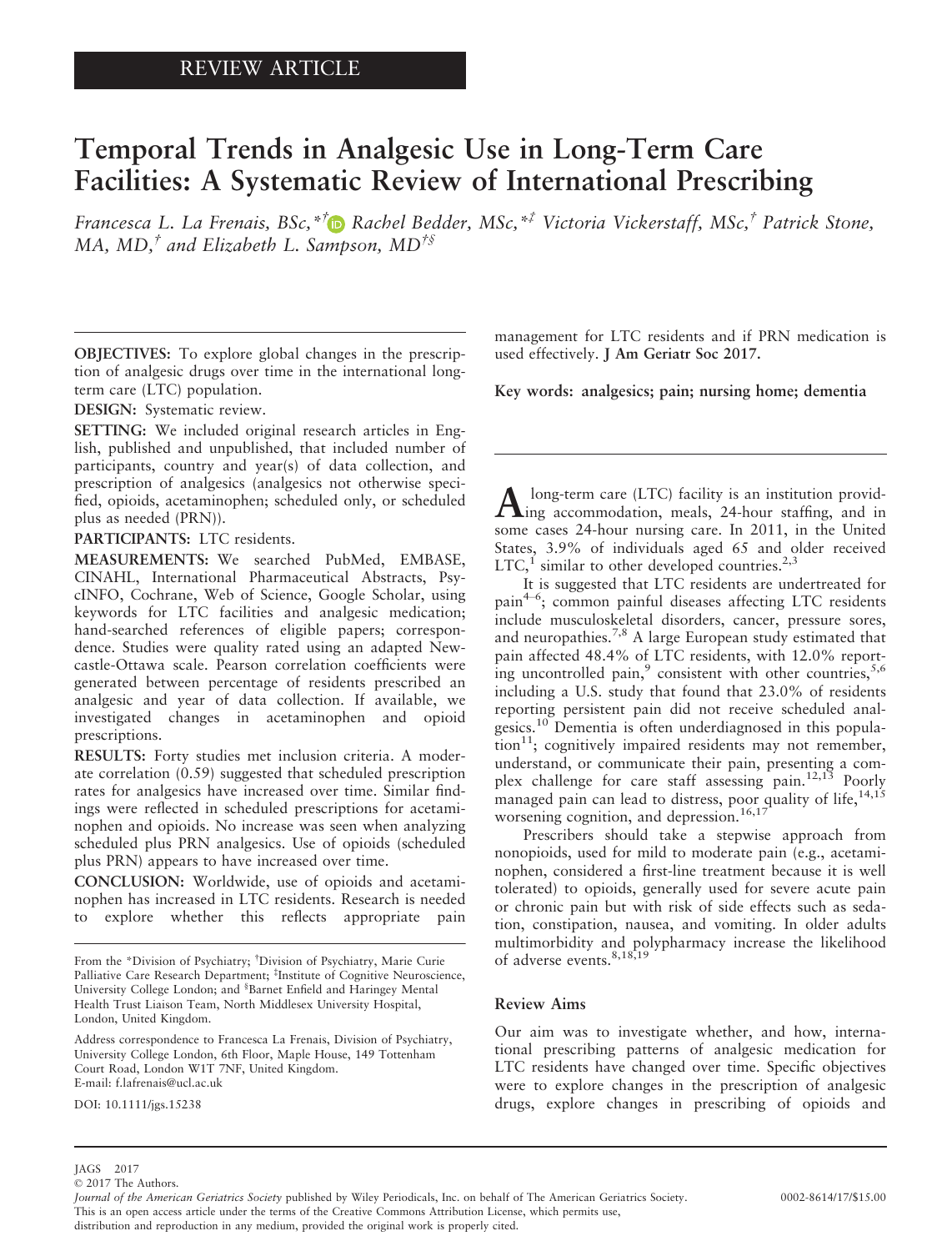REVIEW ARTICLE

# Temporal Trends in Analgesic Use in Long-Term Care Facilities: A Systematic Review of International Prescribing

*Francesca L. La Frenais, BSc,*[*†] *Rachel Bedder, MSc,*[*‡] *Victoria Vickerstaff, MSc,*[†] *Patrick Stone, MA, MD,*[†] *and Elizabeth L. Sampson, MD*[†§]

**OBJECTIVES:** To explore global changes in the prescription of analgesic drugs over time in the international long-term care (LTC) population.

**DESIGN:** Systematic review.

**SETTING:** We included original research articles in English, published and unpublished, that included number of participants, country and year(s) of data collection, and prescription of analgesics (analgesics not otherwise specified, opioids, acetaminophen; scheduled only, or scheduled plus as needed (PRN)).

**PARTICIPANTS:** LTC residents.

**MEASUREMENTS:** We searched PubMed, EMBASE, CINAHL, International Pharmaceutical Abstracts, PsycINFO, Cochrane, Web of Science, Google Scholar, using keywords for LTC facilities and analgesic medication; hand-searched references of eligible papers; correspondence. Studies were quality rated using an adapted Newcastle-Ottawa scale. Pearson correlation coefficients were generated between percentage of residents prescribed an analgesic and year of data collection. If available, we investigated changes in acetaminophen and opioid prescriptions.

**RESULTS:** Forty studies met inclusion criteria. A moderate correlation (0.59) suggested that scheduled prescription rates for analgesics have increased over time. Similar findings were reflected in scheduled prescriptions for acetaminophen and opioids. No increase was seen when analyzing scheduled plus PRN analgesics. Use of opioids (scheduled plus PRN) appears to have increased over time.

**CONCLUSION:** Worldwide, use of opioids and acetaminophen has increased in LTC residents. Research is needed to explore whether this reflects appropriate pain management for LTC residents and if PRN medication is used effectively. **J Am Geriatr Soc 2017.**

**Key words: analgesics; pain; nursing home; dementia**

From the *Division of Psychiatry; †Division of Psychiatry, Marie Curie Palliative Care Research Department; ‡Institute of Cognitive Neuroscience, University College London; and §Barnet Enfield and Haringey Mental Health Trust Liaison Team, North Middlesex University Hospital, London, United Kingdom.

Address correspondence to Francesca La Frenais, Division of Psychiatry, University College London, 6th Floor, Maple House, 149 Tottenham Court Road, London W1T 7NF, United Kingdom.
E-mail: f.lafrenais@ucl.ac.uk

DOI: 10.1111/jgs.15238

A long-term care (LTC) facility is an institution providing accommodation, meals, 24-hour staffing, and in some cases 24-hour nursing care. In 2011, in the United States, 3.9% of individuals aged 65 and older received LTC,[1] similar to other developed countries.[2,3]

It is suggested that LTC residents are undertreated for pain[4–6]; common painful diseases affecting LTC residents include musculoskeletal disorders, cancer, pressure sores, and neuropathies.[7,8] A large European study estimated that pain affected 48.4% of LTC residents, with 12.0% reporting uncontrolled pain,[9] consistent with other countries,[5,6] including a U.S. study that found that 23.0% of residents reporting persistent pain did not receive scheduled analgesics.[10] Dementia is often underdiagnosed in this population[11]; cognitively impaired residents may not remember, understand, or communicate their pain, presenting a complex challenge for care staff assessing pain.[12,13] Poorly managed pain can lead to distress, poor quality of life,[14,15] worsening cognition, and depression.[16,17]

Prescribers should take a stepwise approach from nonopioids, used for mild to moderate pain (e.g., acetaminophen, considered a first-line treatment because it is well tolerated) to opioids, generally used for severe acute pain or chronic pain but with risk of side effects such as sedation, constipation, nausea, and vomiting. In older adults multimorbidity and polypharmacy increase the likelihood of adverse events.[8,18,19]

## Review Aims

Our aim was to investigate whether, and how, international prescribing patterns of analgesic medication for LTC residents have changed over time. Specific objectives were to explore changes in the prescription of analgesic drugs, explore changes in prescribing of opioids and

© 2017 The Authors.
*Journal of the American Geriatrics Society* published by Wiley Periodicals, Inc. on behalf of The American Geriatrics Society. 0002-8614/17/$15.00
This is an open access article under the terms of the Creative Commons Attribution License, which permits use, distribution and reproduction in any medium, provided the original work is properly cited.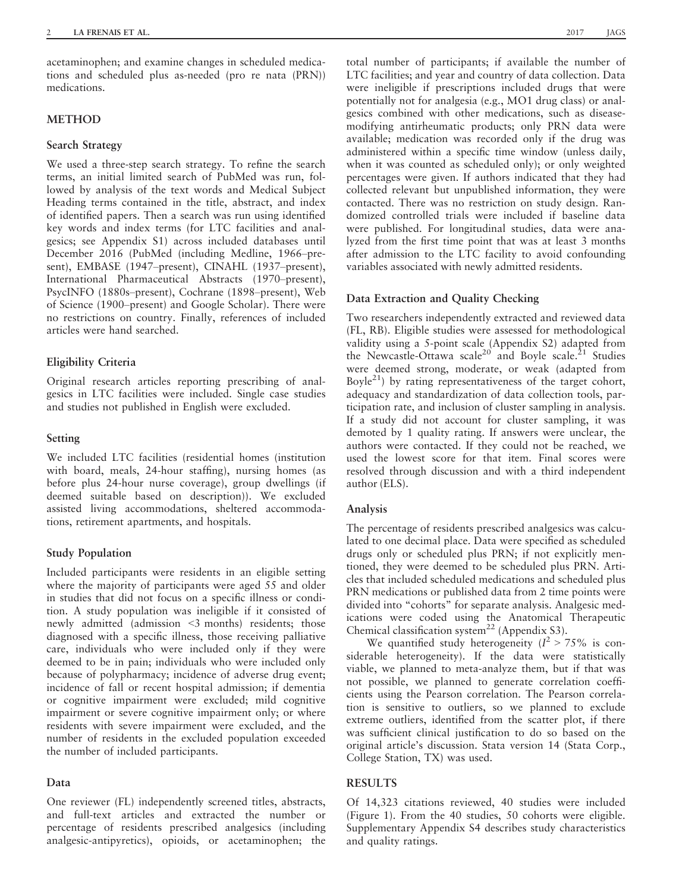acetaminophen; and examine changes in scheduled medications and scheduled plus as-needed (pro re nata (PRN)) medications.

## METHOD

### Search Strategy

We used a three-step search strategy. To refine the search terms, an initial limited search of PubMed was run, followed by analysis of the text words and Medical Subject Heading terms contained in the title, abstract, and index of identified papers. Then a search was run using identified key words and index terms (for LTC facilities and analgesics; see Appendix S1) across included databases until December 2016 (PubMed (including Medline, 1966–present), EMBASE (1947–present), CINAHL (1937–present), International Pharmaceutical Abstracts (1970–present), PsycINFO (1880s–present), Cochrane (1898–present), Web of Science (1900–present) and Google Scholar). There were no restrictions on country. Finally, references of included articles were hand searched.

### Eligibility Criteria

Original research articles reporting prescribing of analgesics in LTC facilities were included. Single case studies and studies not published in English were excluded.

### Setting

We included LTC facilities (residential homes (institution with board, meals, 24-hour staffing), nursing homes (as before plus 24-hour nurse coverage), group dwellings (if deemed suitable based on description)). We excluded assisted living accommodations, sheltered accommodations, retirement apartments, and hospitals.

### Study Population

Included participants were residents in an eligible setting where the majority of participants were aged 55 and older in studies that did not focus on a specific illness or condition. A study population was ineligible if it consisted of newly admitted (admission <3 months) residents; those diagnosed with a specific illness, those receiving palliative care, individuals who were included only if they were deemed to be in pain; individuals who were included only because of polypharmacy; incidence of adverse drug event; incidence of fall or recent hospital admission; if dementia or cognitive impairment were excluded; mild cognitive impairment or severe cognitive impairment only; or where residents with severe impairment were excluded, and the number of residents in the excluded population exceeded the number of included participants.

### Data

One reviewer (FL) independently screened titles, abstracts, and full-text articles and extracted the number or percentage of residents prescribed analgesics (including analgesic-antipyretics), opioids, or acetaminophen; the total number of participants; if available the number of LTC facilities; and year and country of data collection. Data were ineligible if prescriptions included drugs that were potentially not for analgesia (e.g., MO1 drug class) or analgesics combined with other medications, such as disease-modifying antirheumatic products; only PRN data were available; medication was recorded only if the drug was administered within a specific time window (unless daily, when it was counted as scheduled only); or only weighted percentages were given. If authors indicated that they had collected relevant but unpublished information, they were contacted. There was no restriction on study design. Randomized controlled trials were included if baseline data were published. For longitudinal studies, data were analyzed from the first time point that was at least 3 months after admission to the LTC facility to avoid confounding variables associated with newly admitted residents.

### Data Extraction and Quality Checking

Two researchers independently extracted and reviewed data (FL, RB). Eligible studies were assessed for methodological validity using a 5-point scale (Appendix S2) adapted from the Newcastle-Ottawa scale[20] and Boyle scale.[21] Studies were deemed strong, moderate, or weak (adapted from Boyle[21]) by rating representativeness of the target cohort, adequacy and standardization of data collection tools, participation rate, and inclusion of cluster sampling in analysis. If a study did not account for cluster sampling, it was demoted by 1 quality rating. If answers were unclear, the authors were contacted. If they could not be reached, we used the lowest score for that item. Final scores were resolved through discussion and with a third independent author (ELS).

### Analysis

The percentage of residents prescribed analgesics was calculated to one decimal place. Data were specified as scheduled drugs only or scheduled plus PRN; if not explicitly mentioned, they were deemed to be scheduled plus PRN. Articles that included scheduled medications and scheduled plus PRN medications or published data from 2 time points were divided into "cohorts" for separate analysis. Analgesic medications were coded using the Anatomical Therapeutic Chemical classification system[22] (Appendix S3).

We quantified study heterogeneity ($I^2 > 75\%$ is considerable heterogeneity). If the data were statistically viable, we planned to meta-analyze them, but if that was not possible, we planned to generate correlation coefficients using the Pearson correlation. The Pearson correlation is sensitive to outliers, so we planned to exclude extreme outliers, identified from the scatter plot, if there was sufficient clinical justification to do so based on the original article's discussion. Stata version 14 (Stata Corp., College Station, TX) was used.

## RESULTS

Of 14,323 citations reviewed, 40 studies were included (Figure 1). From the 40 studies, 50 cohorts were eligible. Supplementary Appendix S4 describes study characteristics and quality ratings.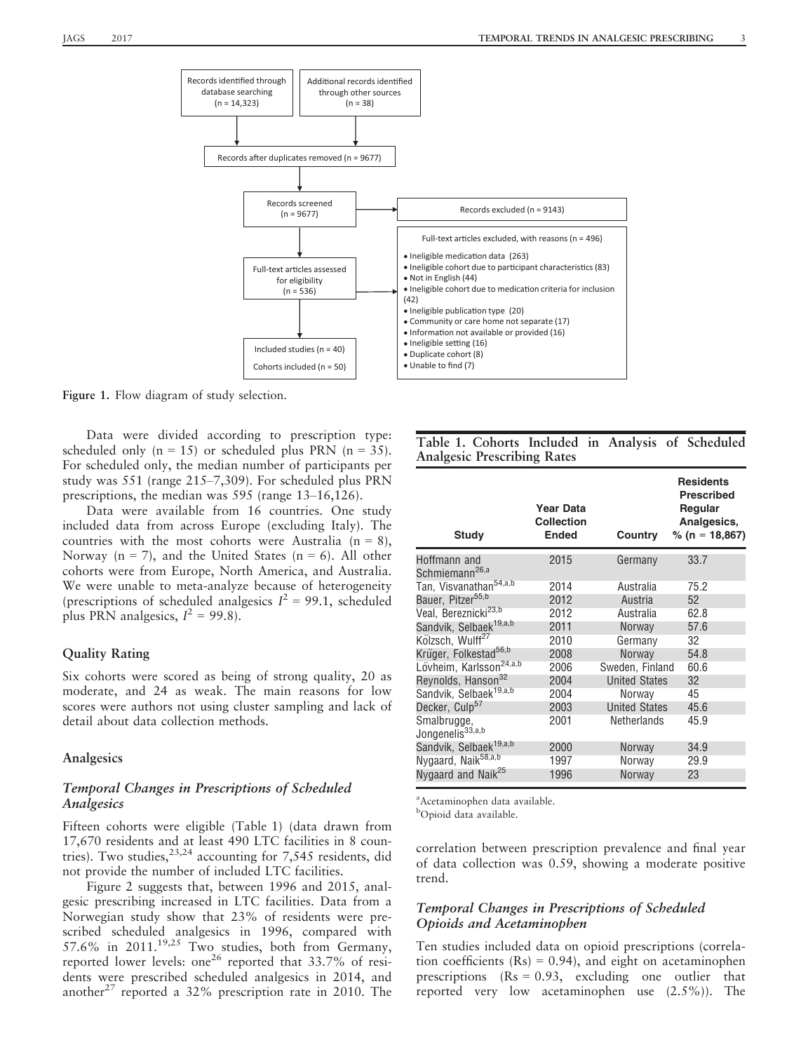Records identified through database searching (n = 14,323)

Additional records identified through other sources (n = 38)

Records after duplicates removed (n = 9677)

Records screened (n = 9677)

Records excluded (n = 9143)

Full-text articles assessed for eligibility (n = 536)

Full-text articles excluded, with reasons (n = 496)

- Ineligible medication data (263)
- Ineligible cohort due to participant characteristics (83)
- Not in English (44)
- Ineligible cohort due to medication criteria for inclusion (42)
- Ineligible publication type (20)
- Community or care home not separate (17)
- Information not available or provided (16)
- Ineligible setting (16)
- Duplicate cohort (8)
- Unable to find (7)

Included studies (n = 40)

Cohorts included (n = 50)

**Figure 1.** Flow diagram of study selection.

Data were divided according to prescription type: scheduled only (n = 15) or scheduled plus PRN (n = 35). For scheduled only, the median number of participants per study was 551 (range 215–7,309). For scheduled plus PRN prescriptions, the median was 595 (range 13–16,126).

Data were available from 16 countries. One study included data from across Europe (excluding Italy). The countries with the most cohorts were Australia (n = 8), Norway (n = 7), and the United States (n = 6). All other cohorts were from Europe, North America, and Australia. We were unable to meta-analyze because of heterogeneity (prescriptions of scheduled analgesics $I^2$ = 99.1, scheduled plus PRN analgesics, $I^2$ = 99.8).

## Quality Rating

Six cohorts were scored as being of strong quality, 20 as moderate, and 24 as weak. The main reasons for low scores were authors not using cluster sampling and lack of detail about data collection methods.

## Analgesics

### *Temporal Changes in Prescriptions of Scheduled Analgesics*

Fifteen cohorts were eligible (Table 1) (data drawn from 17,670 residents and at least 490 LTC facilities in 8 countries). Two studies,[23,24] accounting for 7,545 residents, did not provide the number of included LTC facilities.

Figure 2 suggests that, between 1996 and 2015, analgesic prescribing increased in LTC facilities. Data from a Norwegian study show that 23% of residents were prescribed scheduled analgesics in 1996, compared with 57.6% in 2011.[19,25] Two studies, both from Germany, reported lower levels: one[26] reported that 33.7% of residents were prescribed scheduled analgesics in 2014, and another[27] reported a 32% prescription rate in 2010. The correlation between prescription prevalence and final year of data collection was 0.59, showing a moderate positive trend.

**Table 1. Cohorts Included in Analysis of Scheduled Analgesic Prescribing Rates**

| Study | Year Data Collection Ended | Country | Residents Prescribed Regular Analgesics, % (n = 18,867) |
|---|---|---|---|
| Hoffmann and Schmiemann[26,a] | 2015 | Germany | 33.7 |
| Tan, Visvanathan[54,a,b] | 2014 | Australia | 75.2 |
| Bauer, Pitzer[55,b] | 2012 | Austria | 52 |
| Veal, Bereznicki[23,b] | 2012 | Australia | 62.8 |
| Sandvik, Selbaek[19,a,b] | 2011 | Norway | 57.6 |
| Kölzsch, Wulff[27] | 2010 | Germany | 32 |
| Krüger, Folkestad[56,b] | 2008 | Norway | 54.8 |
| Lövheim, Karlsson[24,a,b] | 2006 | Sweden, Finland | 60.6 |
| Reynolds, Hanson[32] | 2004 | United States | 32 |
| Sandvik, Selbaek[19,a,b] | 2004 | Norway | 45 |
| Decker, Culp[57] | 2003 | United States | 45.6 |
| Smalbrugge, Jongenelis[33,a,b] | 2001 | Netherlands | 45.9 |
| Sandvik, Selbaek[19,a,b] | 2000 | Norway | 34.9 |
| Nygaard, Naik[58,a,b] | 1997 | Norway | 29.9 |
| Nygaard and Naik[25] | 1996 | Norway | 23 |

[a]Acetaminophen data available.
[b]Opioid data available.

### *Temporal Changes in Prescriptions of Scheduled Opioids and Acetaminophen*

Ten studies included data on opioid prescriptions (correlation coefficients (Rs) = 0.94), and eight on acetaminophen prescriptions (Rs = 0.93, excluding one outlier that reported very low acetaminophen use (2.5%)). The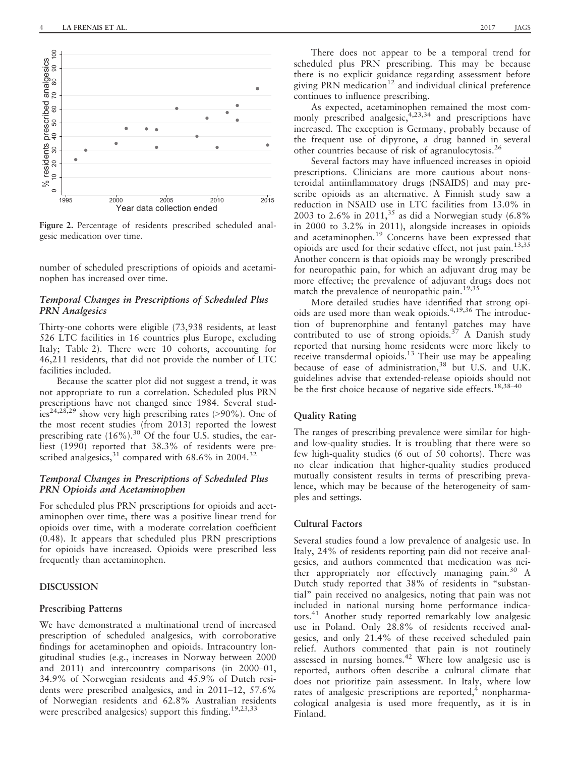Figure 2. Percentage of residents prescribed scheduled analgesic medication over time.

number of scheduled prescriptions of opioids and acetaminophen has increased over time.

### *Temporal Changes in Prescriptions of Scheduled Plus PRN Analgesics*

Thirty-one cohorts were eligible (73,938 residents, at least 526 LTC facilities in 16 countries plus Europe, excluding Italy; Table 2). There were 10 cohorts, accounting for 46,211 residents, that did not provide the number of LTC facilities included.

Because the scatter plot did not suggest a trend, it was not appropriate to run a correlation. Scheduled plus PRN prescriptions have not changed since 1984. Several studies[24,28,29] show very high prescribing rates (>90%). One of the most recent studies (from 2013) reported the lowest prescribing rate (16%).[30] Of the four U.S. studies, the earliest (1990) reported that 38.3% of residents were prescribed analgesics,[31] compared with 68.6% in 2004.[32]

### *Temporal Changes in Prescriptions of Scheduled Plus PRN Opioids and Acetaminophen*

For scheduled plus PRN prescriptions for opioids and acetaminophen over time, there was a positive linear trend for opioids over time, with a moderate correlation coefficient (0.48). It appears that scheduled plus PRN prescriptions for opioids have increased. Opioids were prescribed less frequently than acetaminophen.

## DISCUSSION

### Prescribing Patterns

We have demonstrated a multinational trend of increased prescription of scheduled analgesics, with corroborative findings for acetaminophen and opioids. Intracountry longitudinal studies (e.g., increases in Norway between 2000 and 2011) and intercountry comparisons (in 2000–01, 34.9% of Norwegian residents and 45.9% of Dutch residents were prescribed analgesics, and in 2011–12, 57.6% of Norwegian residents and 62.8% Australian residents were prescribed analgesics) support this finding.[19,23,33]

There does not appear to be a temporal trend for scheduled plus PRN prescribing. This may be because there is no explicit guidance regarding assessment before giving PRN medication[12] and individual clinical preference continues to influence prescribing.

As expected, acetaminophen remained the most commonly prescribed analgesic,[4,23,34] and prescriptions have increased. The exception is Germany, probably because of the frequent use of dipyrone, a drug banned in several other countries because of risk of agranulocytosis.[26]

Several factors may have influenced increases in opioid prescriptions. Clinicians are more cautious about nonsteroidal antiinflammatory drugs (NSAIDS) and may prescribe opioids as an alternative. A Finnish study saw a reduction in NSAID use in LTC facilities from 13.0% in 2003 to 2.6% in 2011,[35] as did a Norwegian study (6.8% in 2000 to 3.2% in 2011), alongside increases in opioids and acetaminophen.[19] Concerns have been expressed that opioids are used for their sedative effect, not just pain.[13,35] Another concern is that opioids may be wrongly prescribed for neuropathic pain, for which an adjuvant drug may be more effective; the prevalence of adjuvant drugs does not match the prevalence of neuropathic pain.[19,35]

More detailed studies have identified that strong opioids are used more than weak opioids.[4,19,36] The introduction of buprenorphine and fentanyl patches may have contributed to use of strong opioids.[37] A Danish study reported that nursing home residents were more likely to receive transdermal opioids.[13] Their use may be appealing because of ease of administration,[38] but U.S. and U.K. guidelines advise that extended-release opioids should not be the first choice because of negative side effects.[18,38–40]

### Quality Rating

The ranges of prescribing prevalence were similar for high- and low-quality studies. It is troubling that there were so few high-quality studies (6 out of 50 cohorts). There was no clear indication that higher-quality studies produced mutually consistent results in terms of prescribing prevalence, which may be because of the heterogeneity of samples and settings.

### Cultural Factors

Several studies found a low prevalence of analgesic use. In Italy, 24% of residents reporting pain did not receive analgesics, and authors commented that medication was neither appropriately nor effectively managing pain.[30] A Dutch study reported that 38% of residents in "substantial" pain received no analgesics, noting that pain was not included in national nursing home performance indicators.[41] Another study reported remarkably low analgesic use in Poland. Only 28.8% of residents received analgesics, and only 21.4% of these received scheduled pain relief. Authors commented that pain is not routinely assessed in nursing homes.[42] Where low analgesic use is reported, authors often describe a cultural climate that does not prioritize pain assessment. In Italy, where low rates of analgesic prescriptions are reported,[4] nonpharmacological analgesia is used more frequently, as it is in Finland.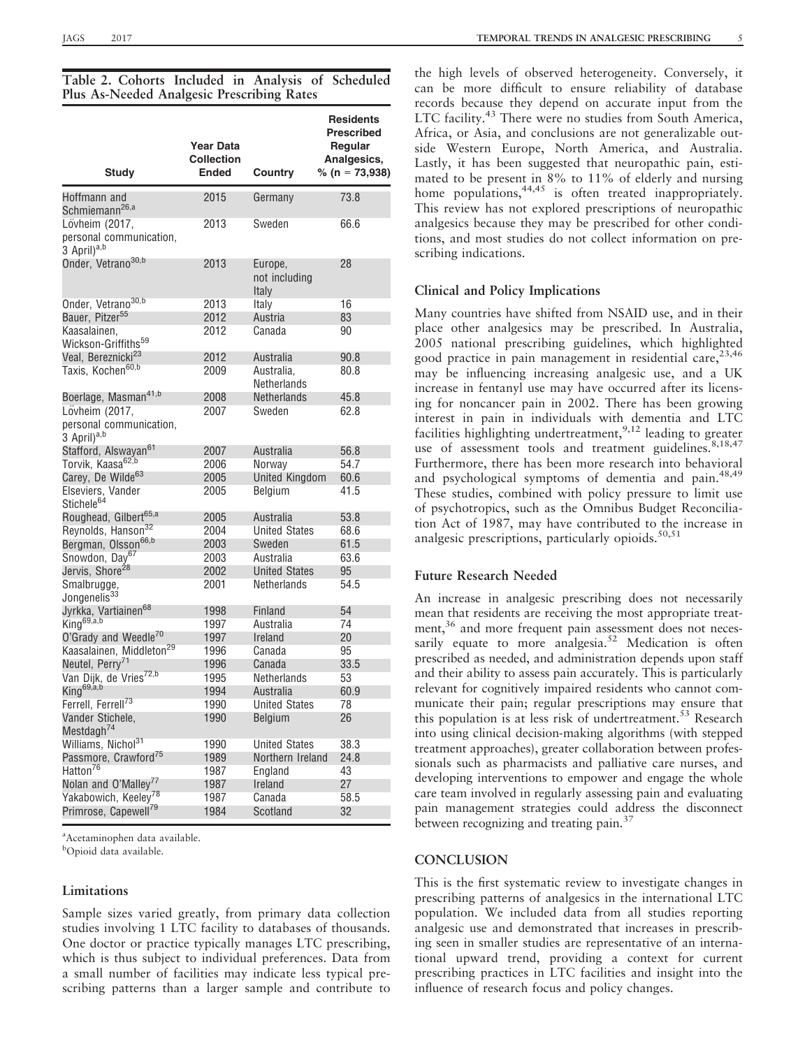**Table 2. Cohorts Included in Analysis of Scheduled Plus As-Needed Analgesic Prescribing Rates**

| Study | Year Data Collection Ended | Country | Residents Prescribed Regular Analgesics, % (n = 73,938) |
|---|---|---|---|
| Hoffmann and Schmiemann[26,a] | 2015 | Germany | 73.8 |
| Lövheim (2017, personal communication, 3 April)[a,b] | 2013 | Sweden | 66.6 |
| Onder, Vetrano[30,b] | 2013 | Europe, not including Italy | 28 |
| Onder, Vetrano[30,b] | 2013 | Italy | 16 |
| Bauer, Pitzer[55] | 2012 | Austria | 83 |
| Kaasalainen, Wickson-Griffiths[59] | 2012 | Canada | 90 |
| Veal, Bereznicki[23] | 2012 | Australia | 90.8 |
| Taxis, Kochen[60,b] | 2009 | Australia, Netherlands | 80.8 |
| Boerlage, Masman[41,b] | 2008 | Netherlands | 45.8 |
| Lövheim (2017, personal communication, 3 April)[a,b] | 2007 | Sweden | 62.8 |
| Stafford, Alswayan[61] | 2007 | Australia | 56.8 |
| Torvik, Kaasa[62,b] | 2006 | Norway | 54.7 |
| Carey, De Wilde[63] | 2005 | United Kingdom | 60.6 |
| Elseviers, Vander Stichele[64] | 2005 | Belgium | 41.5 |
| Roughead, Gilbert[65,a] | 2005 | Australia | 53.8 |
| Reynolds, Hanson[32] | 2004 | United States | 68.6 |
| Bergman, Olsson[66,b] | 2003 | Sweden | 61.5 |
| Snowdon, Day[67] | 2003 | Australia | 63.6 |
| Jervis, Shore[28] | 2002 | United States | 95 |
| Smalbrugge, Jongenelis[33] | 2001 | Netherlands | 54.5 |
| Jyrkka, Vartiainen[68] | 1998 | Finland | 54 |
| King[69,a,b] | 1997 | Australia | 74 |
| O'Grady and Weedle[70] | 1997 | Ireland | 20 |
| Kaasalainen, Middleton[29] | 1996 | Canada | 95 |
| Neutel, Perry[71] | 1996 | Canada | 33.5 |
| Van Dijk, de Vries[72,b] | 1995 | Netherlands | 53 |
| King[69,a,b] | 1994 | Australia | 60.9 |
| Ferrell, Ferrell[73] | 1990 | United States | 78 |
| Vander Stichele, Mestdagh[74] | 1990 | Belgium | 26 |
| Williams, Nichol[31] | 1990 | United States | 38.3 |
| Passmore, Crawford[75] | 1989 | Northern Ireland | 24.8 |
| Hatton[76] | 1987 | England | 43 |
| Nolan and O'Malley[77] | 1987 | Ireland | 27 |
| Yakabowich, Keeley[78] | 1987 | Canada | 58.5 |
| Primrose, Capewell[79] | 1984 | Scotland | 32 |

[a]Acetaminophen data available.

[b]Opioid data available.

### Limitations

Sample sizes varied greatly, from primary data collection studies involving 1 LTC facility to databases of thousands. One doctor or practice typically manages LTC prescribing, which is thus subject to individual preferences. Data from a small number of facilities may indicate less typical prescribing patterns than a larger sample and contribute to the high levels of observed heterogeneity. Conversely, it can be more difficult to ensure reliability of database records because they depend on accurate input from the LTC facility.[43] There were no studies from South America, Africa, or Asia, and conclusions are not generalizable outside Western Europe, North America, and Australia. Lastly, it has been suggested that neuropathic pain, estimated to be present in 8% to 11% of elderly and nursing home populations,[44,45] is often treated inappropriately. This review has not explored prescriptions of neuropathic analgesics because they may be prescribed for other conditions, and most studies do not collect information on prescribing indications.

### Clinical and Policy Implications

Many countries have shifted from NSAID use, and in their place other analgesics may be prescribed. In Australia, 2005 national prescribing guidelines, which highlighted good practice in pain management in residential care,[23,46] may be influencing increasing analgesic use, and a UK increase in fentanyl use may have occurred after its licensing for noncancer pain in 2002. There has been growing interest in pain in individuals with dementia and LTC facilities highlighting undertreatment,[9,12] leading to greater use of assessment tools and treatment guidelines.[8,18,47] Furthermore, there has been more research into behavioral and psychological symptoms of dementia and pain.[48,49] These studies, combined with policy pressure to limit use of psychotropics, such as the Omnibus Budget Reconciliation Act of 1987, may have contributed to the increase in analgesic prescriptions, particularly opioids.[50,51]

### Future Research Needed

An increase in analgesic prescribing does not necessarily mean that residents are receiving the most appropriate treatment,[36] and more frequent pain assessment does not necessarily equate to more analgesia.[52] Medication is often prescribed as needed, and administration depends upon staff and their ability to assess pain accurately. This is particularly relevant for cognitively impaired residents who cannot communicate their pain; regular prescriptions may ensure that this population is at less risk of undertreatment.[53] Research into using clinical decision-making algorithms (with stepped treatment approaches), greater collaboration between professionals such as pharmacists and palliative care nurses, and developing interventions to empower and engage the whole care team involved in regularly assessing pain and evaluating pain management strategies could address the disconnect between recognizing and treating pain.[37]

## CONCLUSION

This is the first systematic review to investigate changes in prescribing patterns of analgesics in the international LTC population. We included data from all studies reporting analgesic use and demonstrated that increases in prescribing seen in smaller studies are representative of an international upward trend, providing a context for current prescribing practices in LTC facilities and insight into the influence of research focus and policy changes.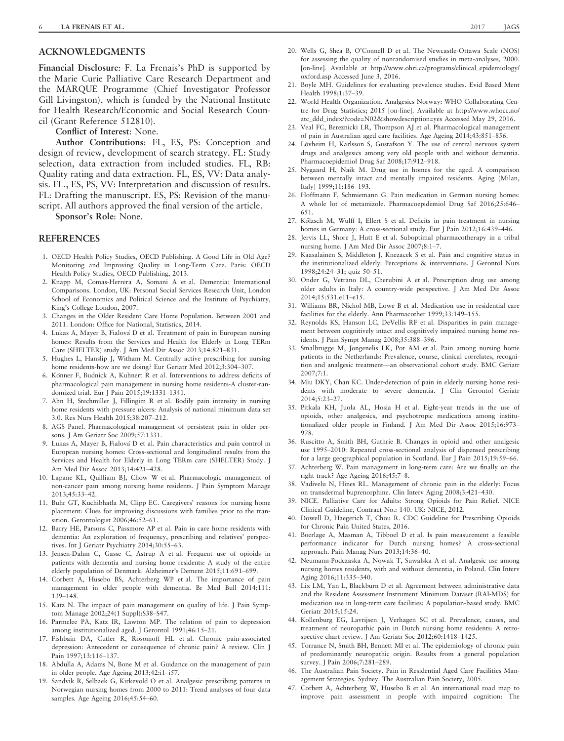## ACKNOWLEDGMENTS

**Financial Disclosure**: F. La Frenais's PhD is supported by the Marie Curie Palliative Care Research Department and the MARQUE Programme (Chief Investigator Professor Gill Livingston), which is funded by the National Institute for Health Research/Economic and Social Research Council (Grant Reference 512810).

**Conflict of Interest**: None.

**Author Contributions**: FL, ES, PS: Conception and design of review, development of search strategy. FL: Study selection, data extraction from included studies. FL, RB: Quality rating and data extraction. FL, ES, VV: Data analysis. FL., ES, PS, VV: Interpretation and discussion of results. FL: Drafting the manuscript. ES, PS: Revision of the manuscript. All authors approved the final version of the article.

**Sponsor's Role**: None.

## REFERENCES

1. OECD Health Policy Studies, OECD Publishing. A Good Life in Old Age? Monitoring and Improving Quality in Long-Term Care. Paris: OECD Health Policy Studies, OECD Publishing, 2013.
2. Knapp M, Comas-Herrera A, Somani A et al. Dementia: International Comparisons. London, UK: Personal Social Services Research Unit, London School of Economics and Political Science and the Institute of Psychiatry, King's College London, 2007.
3. Changes in the Older Resident Care Home Population. Between 2001 and 2011. London: Office for National, Statistics, 2014.
4. Lukas A, Mayer B, Fialová D et al. Treatment of pain in European nursing homes: Results from the Services and Health for Elderly in Long TERm care (SHELTER) study. J Am Med Dir Assoc 2013;14:821–831.
5. Hughes L, Hanslip J, Witham M. Centrally active prescribing for nursing home residents-how are we doing? Eur Geriatr Med 2012;3:304–307.
6. Könner F, Budnick A, Kuhnert R et al. Interventions to address deficits of pharmacological pain management in nursing home residents-A cluster-randomized trial. Eur J Pain 2015;19:1331–1341.
7. Ahn H, Stechmiller J, Fillingim R et al. Bodily pain intensity in nursing home residents with pressure ulcers: Analysis of national minimum data set 3.0. Res Nurs Health 2015;38:207–212.
8. AGS Panel. Pharmacological management of persistent pain in older persons. J Am Geriatr Soc 2009;57:1331.
9. Lukas A, Mayer B, Fialová D et al. Pain characteristics and pain control in European nursing homes: Cross-sectional and longitudinal results from the Services and Health for Elderly in Long TERm care (SHELTER) Study. J Am Med Dir Assoc 2013;14:421–428.
10. Lapane KL, Quilliam BJ, Chow W et al. Pharmacologic management of non-cancer pain among nursing home residents. J Pain Symptom Manage 2013;45:33–42.
11. Buhr GT, Kuchibhatla M, Clipp EC. Caregivers' reasons for nursing home placement: Clues for improving discussions with families prior to the transition. Gerontologist 2006;46:52–61.
12. Barry HE, Parsons C, Passmore AP et al. Pain in care home residents with dementia: An exploration of frequency, prescribing and relatives' perspectives. Int J Geriatr Psychiatry 2014;30:55–63.
13. Jensen-Dahm C, Gasse C, Astrup A et al. Frequent use of opioids in patients with dementia and nursing home residents: A study of the entire elderly population of Denmark. Alzheimer's Dement 2015;11:691–699.
14. Corbett A, Husebo BS, Achterberg WP et al. The importance of pain management in older people with dementia. Br Med Bull 2014;111: 139–148.
15. Katz N. The impact of pain management on quality of life. J Pain Symptom Manage 2002;24(1 Suppl):S38–S47.
16. Parmelee PA, Katz IR, Lawton MP. The relation of pain to depression among institutionalized aged. J Gerontol 1991;46:15–21.
17. Fishbain DA, Cutler R, Rosomoff HL et al. Chronic pain-associated depression: Antecedent or consequence of chronic pain? A review. Clin J Pain 1997;13:116–137.
18. Abdulla A, Adams N, Bone M et al. Guidance on the management of pain in older people. Age Ageing 2013;42:i1–i57.
19. Sandvik R, Selbaek G, Kirkevold O et al. Analgesic prescribing patterns in Norwegian nursing homes from 2000 to 2011: Trend analyses of four data samples. Age Ageing 2016;45:54–60.
20. Wells G, Shea B, O'Connell D et al. The Newcastle-Ottawa Scale (NOS) for assessing the quality of nonrandomised studies in meta-analyses, 2000. [on-line]. Available at http://www.ohri.ca/programs/clinical_epidemiology/oxford.asp Accessed June 3, 2016.
21. Boyle MH. Guidelines for evaluating prevalence studies. Evid Based Ment Health 1998;1:37–39.
22. World Health Organization. Analgesics Norway: WHO Collaborating Centre for Drug Statistics; 2015 [on-line]. Available at http://www.whocc.no/atc_ddd_index/?code=N02&showdescription=yes Accessed May 29, 2016.
23. Veal FC, Bereznicki LR, Thompson AJ et al. Pharmacological management of pain in Australian aged care facilities. Age Ageing 2014;43:851–856.
24. Lövheim H, Karlsson S, Gustafson Y. The use of central nervous system drugs and analgesics among very old people with and without dementia. Pharmacoepidemiol Drug Saf 2008;17:912–918.
25. Nygaard H, Naik M. Drug use in homes for the aged. A comparison between mentally intact and mentally impaired residents. Aging (Milan, Italy) 1999;11:186–193.
26. Hoffmann F, Schmiemann G. Pain medication in German nursing homes: A whole lot of metamizole. Pharmacoepidemiol Drug Saf 2016;25:646–651.
27. Kölzsch M, Wulff I, Ellert S et al. Deficits in pain treatment in nursing homes in Germany: A cross-sectional study. Eur J Pain 2012;16:439–446.
28. Jervis LL, Shore J, Hutt E et al. Suboptimal pharmacotherapy in a tribal nursing home. J Am Med Dir Assoc 2007;8:1–7.
29. Kaasalainen S, Middleton J, Knezacek S et al. Pain and cognitive status in the institutionalized elderly: Perceptions & interventions. J Gerontol Nurs 1998;24:24–31; quiz 50–51.
30. Onder G, Vetrano DL, Cherubini A et al. Prescription drug use among older adults in Italy: A country-wide perspective. J Am Med Dir Assoc 2014;15:531.e11–e15.
31. Williams BR, Nichol MB, Lowe B et al. Medication use in residential care facilities for the elderly. Ann Pharmacother 1999;33:149–155.
32. Reynolds KS, Hanson LC, DeVellis RF et al. Disparities in pain management between cognitively intact and cognitively impaired nursing home residents. J Pain Sympt Manag 2008;35:388–396.
33. Smalbrugge M, Jongenelis LK, Pot AM et al. Pain among nursing home patients in the Netherlands: Prevalence, course, clinical correlates, recognition and analgesic treatment—an observational cohort study. BMC Geriatr 2007;7:1.
34. Miu DKY, Chan KC. Under-detection of pain in elderly nursing home residents with moderate to severe dementia. J Clin Gerontol Geriatr 2014;5:23–27.
35. Pitkala KH, Juola AL, Hosia H et al. Eight-year trends in the use of opioids, other analgesics, and psychotropic medications among institutionalized older people in Finland. J Am Med Dir Assoc 2015;16:973–978.
36. Ruscitto A, Smith BH, Guthrie B. Changes in opioid and other analgesic use 1995–2010: Repeated cross-sectional analysis of dispensed prescribing for a large geographical population in Scotland. Eur J Pain 2015;19:59–66.
37. Achterberg W. Pain management in long-term care: Are we finally on the right track? Age Ageing 2016;45:7–8.
38. Vadivelu N, Hines RL. Management of chronic pain in the elderly: Focus on transdermal buprenorphine. Clin Interv Aging 2008;3:421–430.
39. NICE. Palliative Care for Adults: Strong Opioids for Pain Relief. NICE Clinical Guideline, Contract No.: 140. UK: NICE, 2012.
40. Dowell D, Haegerich T, Chou R. CDC Guideline for Prescribing Opioids for Chronic Pain United States, 2016.
41. Boerlage A, Masman A, Tibboel D et al. Is pain measurement a feasible performance indicator for Dutch nursing homes? A cross-sectional approach. Pain Manag Nurs 2013;14:36–40.
42. Neumann-Podczaska A, Nowak T, Suwalska A et al. Analgesic use among nursing homes residents, with and without dementia, in Poland. Clin Interv Aging 2016;11:335–340.
43. Lix LM, Yan L, Blackburn D et al. Agreement between administrative data and the Resident Assessment Instrument Minimum Dataset (RAI-MDS) for medication use in long-term care facilities: A population-based study. BMC Geriatr 2015;15:24.
44. Kollenburg EG, Lavrijsen J, Verhagen SC et al. Prevalence, causes, and treatment of neuropathic pain in Dutch nursing home residents: A retrospective chart review. J Am Geriatr Soc 2012;60:1418–1425.
45. Torrance N, Smith BH, Bennett MI et al. The epidemiology of chronic pain of predominantly neuropathic origin. Results from a general population survey. J Pain 2006;7:281–289.
46. The Australian Pain Society. Pain in Residential Aged Care Facilities Management Strategies. Sydney: The Australian Pain Society, 2005.
47. Corbett A, Achterberg W, Husebo B et al. An international road map to improve pain assessment in people with impaired cognition: The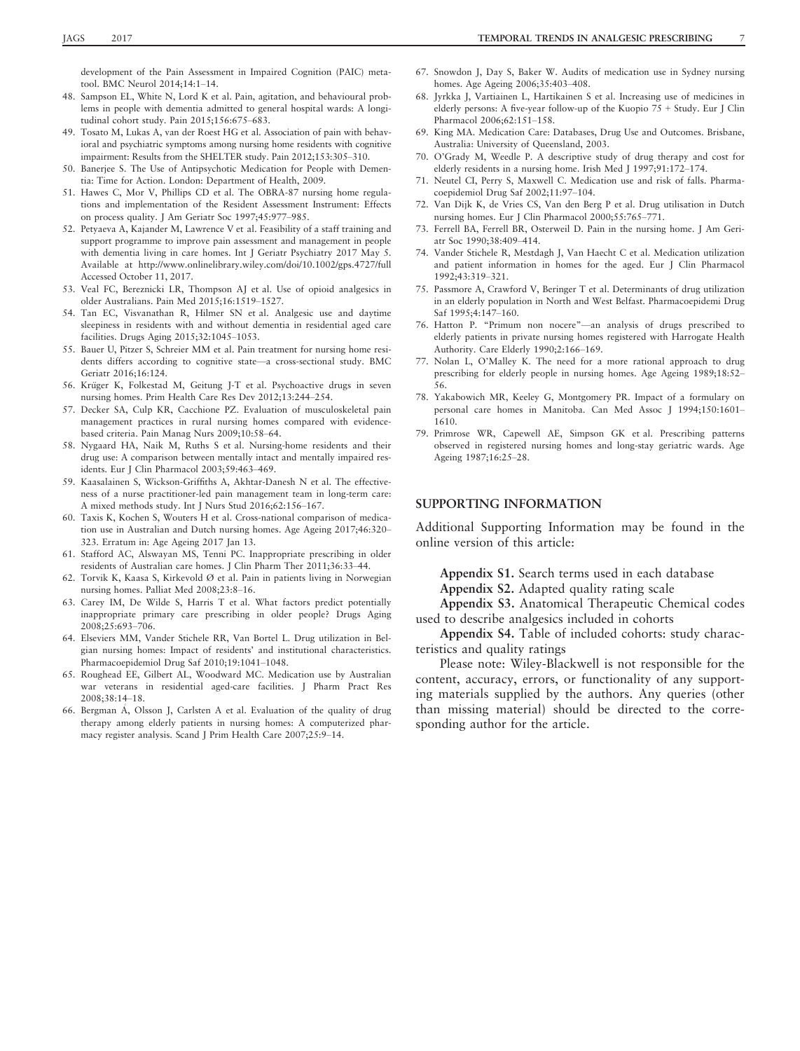development of the Pain Assessment in Impaired Cognition (PAIC) metatool. BMC Neurol 2014;14:1–14.

48. Sampson EL, White N, Lord K et al. Pain, agitation, and behavioural problems in people with dementia admitted to general hospital wards: A longitudinal cohort study. Pain 2015;156:675–683.
49. Tosato M, Lukas A, van der Roest HG et al. Association of pain with behavioral and psychiatric symptoms among nursing home residents with cognitive impairment: Results from the SHELTER study. Pain 2012;153:305–310.
50. Banerjee S. The Use of Antipsychotic Medication for People with Dementia: Time for Action. London: Department of Health, 2009.
51. Hawes C, Mor V, Phillips CD et al. The OBRA-87 nursing home regulations and implementation of the Resident Assessment Instrument: Effects on process quality. J Am Geriatr Soc 1997;45:977–985.
52. Petyaeva A, Kajander M, Lawrence V et al. Feasibility of a staff training and support programme to improve pain assessment and management in people with dementia living in care homes. Int J Geriatr Psychiatry 2017 May 5. Available at http://www.onlinelibrary.wiley.com/doi/10.1002/gps.4727/full Accessed October 11, 2017.
53. Veal FC, Bereznicki LR, Thompson AJ et al. Use of opioid analgesics in older Australians. Pain Med 2015;16:1519–1527.
54. Tan EC, Visvanathan R, Hilmer SN et al. Analgesic use and daytime sleepiness in residents with and without dementia in residential aged care facilities. Drugs Aging 2015;32:1045–1053.
55. Bauer U, Pitzer S, Schreier MM et al. Pain treatment for nursing home residents differs according to cognitive state—a cross-sectional study. BMC Geriatr 2016;16:124.
56. Krüger K, Folkestad M, Geitung J-T et al. Psychoactive drugs in seven nursing homes. Prim Health Care Res Dev 2012;13:244–254.
57. Decker SA, Culp KR, Cacchione PZ. Evaluation of musculoskeletal pain management practices in rural nursing homes compared with evidence-based criteria. Pain Manag Nurs 2009;10:58–64.
58. Nygaard HA, Naik M, Ruths S et al. Nursing-home residents and their drug use: A comparison between mentally intact and mentally impaired residents. Eur J Clin Pharmacol 2003;59:463–469.
59. Kaasalainen S, Wickson-Griffiths A, Akhtar-Danesh N et al. The effectiveness of a nurse practitioner-led pain management team in long-term care: A mixed methods study. Int J Nurs Stud 2016;62:156–167.
60. Taxis K, Kochen S, Wouters H et al. Cross-national comparison of medication use in Australian and Dutch nursing homes. Age Ageing 2017;46:320–323. Erratum in: Age Ageing 2017 Jan 13.
61. Stafford AC, Alswayan MS, Tenni PC. Inappropriate prescribing in older residents of Australian care homes. J Clin Pharm Ther 2011;36:33–44.
62. Torvik K, Kaasa S, Kirkevold Ø et al. Pain in patients living in Norwegian nursing homes. Palliat Med 2008;23:8–16.
63. Carey IM, De Wilde S, Harris T et al. What factors predict potentially inappropriate primary care prescribing in older people? Drugs Aging 2008;25:693–706.
64. Elseviers MM, Vander Stichele RR, Van Bortel L. Drug utilization in Belgian nursing homes: Impact of residents' and institutional characteristics. Pharmacoepidemiol Drug Saf 2010;19:1041–1048.
65. Roughead EE, Gilbert AL, Woodward MC. Medication use by Australian war veterans in residential aged-care facilities. J Pharm Pract Res 2008;38:14–18.
66. Bergman Á, Olsson J, Carlsten A et al. Evaluation of the quality of drug therapy among elderly patients in nursing homes: A computerized pharmacy register analysis. Scand J Prim Health Care 2007;25:9–14.
67. Snowdon J, Day S, Baker W. Audits of medication use in Sydney nursing homes. Age Ageing 2006;35:403–408.
68. Jyrkka J, Vartiainen L, Hartikainen S et al. Increasing use of medicines in elderly persons: A five-year follow-up of the Kuopio 75 + Study. Eur J Clin Pharmacol 2006;62:151–158.
69. King MA. Medication Care: Databases, Drug Use and Outcomes. Brisbane, Australia: University of Queensland, 2003.
70. O'Grady M, Weedle P. A descriptive study of drug therapy and cost for elderly residents in a nursing home. Irish Med J 1997;91:172–174.
71. Neutel CI, Perry S, Maxwell C. Medication use and risk of falls. Pharmacoepidemiol Drug Saf 2002;11:97–104.
72. Van Dijk K, de Vries CS, Van den Berg P et al. Drug utilisation in Dutch nursing homes. Eur J Clin Pharmacol 2000;55:765–771.
73. Ferrell BA, Ferrell BR, Osterweil D. Pain in the nursing home. J Am Geriatr Soc 1990;38:409–414.
74. Vander Stichele R, Mestdagh J, Van Haecht C et al. Medication utilization and patient information in homes for the aged. Eur J Clin Pharmacol 1992;43:319–321.
75. Passmore A, Crawford V, Beringer T et al. Determinants of drug utilization in an elderly population in North and West Belfast. Pharmacoepidemi Drug Saf 1995;4:147–160.
76. Hatton P. "Primum non nocere"—an analysis of drugs prescribed to elderly patients in private nursing homes registered with Harrogate Health Authority. Care Elderly 1990;2:166–169.
77. Nolan L, O'Malley K. The need for a more rational approach to drug prescribing for elderly people in nursing homes. Age Ageing 1989;18:52–56.
78. Yakabowich MR, Keeley G, Montgomery PR. Impact of a formulary on personal care homes in Manitoba. Can Med Assoc J 1994;150:1601–1610.
79. Primrose WR, Capewell AE, Simpson GK et al. Prescribing patterns observed in registered nursing homes and long-stay geriatric wards. Age Ageing 1987;16:25–28.

## SUPPORTING INFORMATION

Additional Supporting Information may be found in the online version of this article:

**Appendix S1.** Search terms used in each database

**Appendix S2.** Adapted quality rating scale

**Appendix S3.** Anatomical Therapeutic Chemical codes used to describe analgesics included in cohorts

**Appendix S4.** Table of included cohorts: study characteristics and quality ratings

Please note: Wiley-Blackwell is not responsible for the content, accuracy, errors, or functionality of any supporting materials supplied by the authors. Any queries (other than missing material) should be directed to the corresponding author for the article.